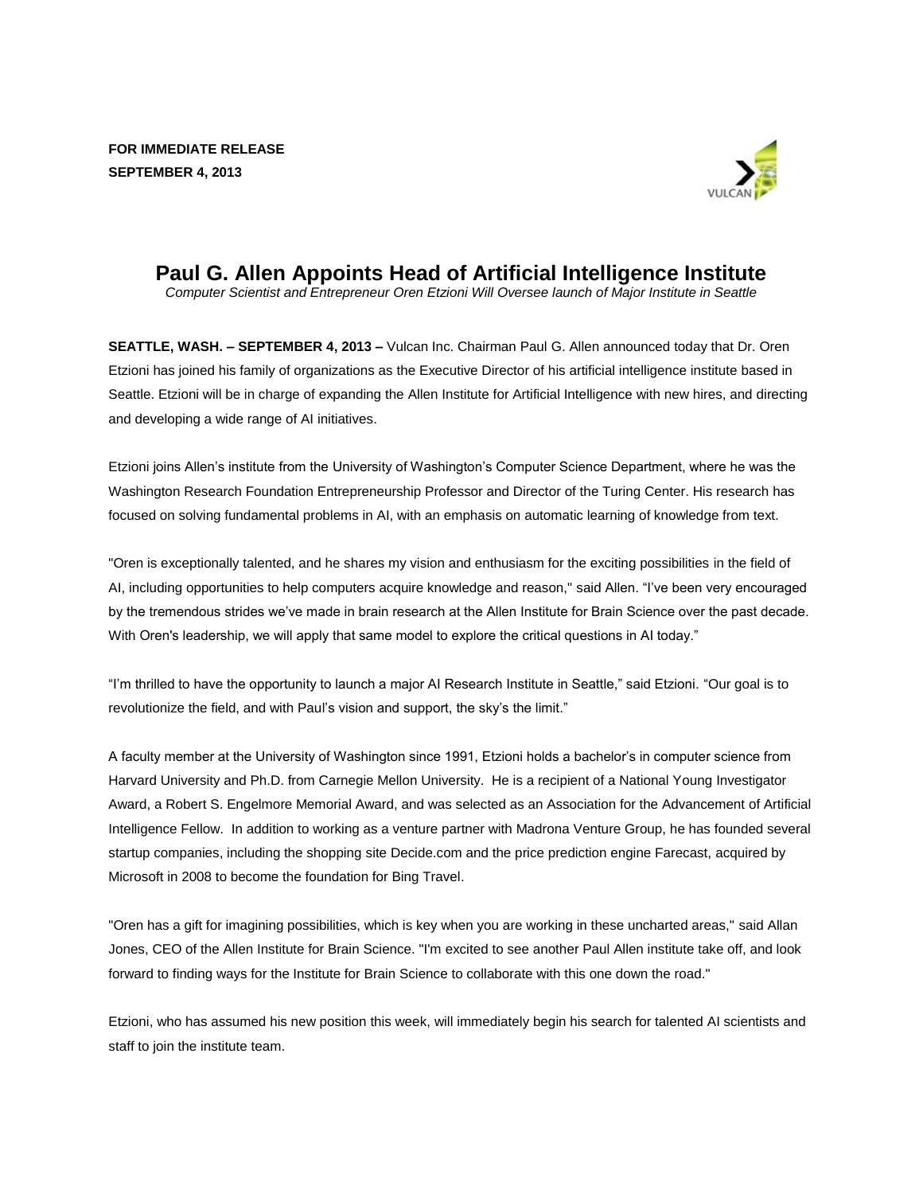**FOR IMMEDIATE RELEASE**
**SEPTEMBER 4, 2013**

# Paul G. Allen Appoints Head of Artificial Intelligence Institute

*Computer Scientist and Entrepreneur Oren Etzioni Will Oversee launch of Major Institute in Seattle*

**SEATTLE, WASH. – SEPTEMBER 4, 2013 –** Vulcan Inc. Chairman Paul G. Allen announced today that Dr. Oren Etzioni has joined his family of organizations as the Executive Director of his artificial intelligence institute based in Seattle. Etzioni will be in charge of expanding the Allen Institute for Artificial Intelligence with new hires, and directing and developing a wide range of AI initiatives.

Etzioni joins Allen's institute from the University of Washington's Computer Science Department, where he was the Washington Research Foundation Entrepreneurship Professor and Director of the Turing Center. His research has focused on solving fundamental problems in AI, with an emphasis on automatic learning of knowledge from text.

"Oren is exceptionally talented, and he shares my vision and enthusiasm for the exciting possibilities in the field of AI, including opportunities to help computers acquire knowledge and reason," said Allen. "I've been very encouraged by the tremendous strides we've made in brain research at the Allen Institute for Brain Science over the past decade. With Oren's leadership, we will apply that same model to explore the critical questions in AI today."

"I'm thrilled to have the opportunity to launch a major AI Research Institute in Seattle," said Etzioni. "Our goal is to revolutionize the field, and with Paul's vision and support, the sky's the limit."

A faculty member at the University of Washington since 1991, Etzioni holds a bachelor's in computer science from Harvard University and Ph.D. from Carnegie Mellon University. He is a recipient of a National Young Investigator Award, a Robert S. Engelmore Memorial Award, and was selected as an Association for the Advancement of Artificial Intelligence Fellow. In addition to working as a venture partner with Madrona Venture Group, he has founded several startup companies, including the shopping site Decide.com and the price prediction engine Farecast, acquired by Microsoft in 2008 to become the foundation for Bing Travel.

"Oren has a gift for imagining possibilities, which is key when you are working in these uncharted areas," said Allan Jones, CEO of the Allen Institute for Brain Science. "I'm excited to see another Paul Allen institute take off, and look forward to finding ways for the Institute for Brain Science to collaborate with this one down the road."

Etzioni, who has assumed his new position this week, will immediately begin his search for talented AI scientists and staff to join the institute team.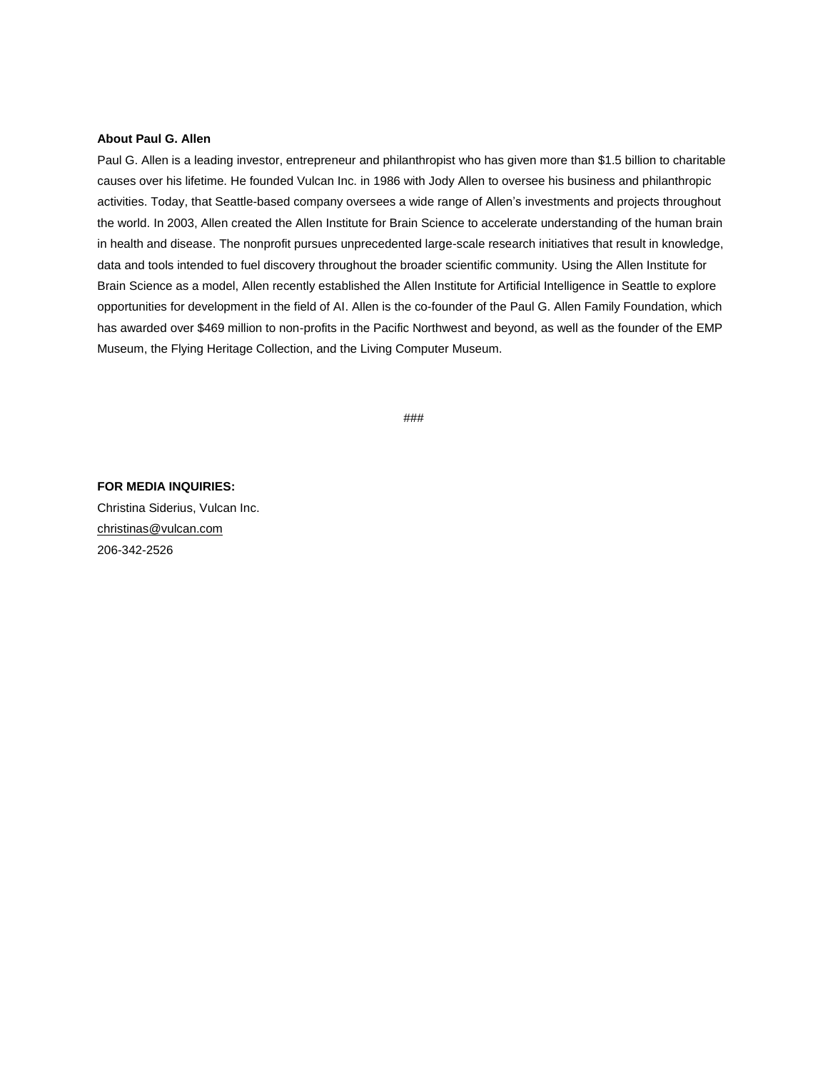**About Paul G. Allen**

Paul G. Allen is a leading investor, entrepreneur and philanthropist who has given more than $1.5 billion to charitable causes over his lifetime. He founded Vulcan Inc. in 1986 with Jody Allen to oversee his business and philanthropic activities. Today, that Seattle-based company oversees a wide range of Allen's investments and projects throughout the world. In 2003, Allen created the Allen Institute for Brain Science to accelerate understanding of the human brain in health and disease. The nonprofit pursues unprecedented large-scale research initiatives that result in knowledge, data and tools intended to fuel discovery throughout the broader scientific community. Using the Allen Institute for Brain Science as a model, Allen recently established the Allen Institute for Artificial Intelligence in Seattle to explore opportunities for development in the field of AI. Allen is the co-founder of the Paul G. Allen Family Foundation, which has awarded over $469 million to non-profits in the Pacific Northwest and beyond, as well as the founder of the EMP Museum, the Flying Heritage Collection, and the Living Computer Museum.

###

**FOR MEDIA INQUIRIES:**

Christina Siderius, Vulcan Inc.
christinas@vulcan.com
206-342-2526